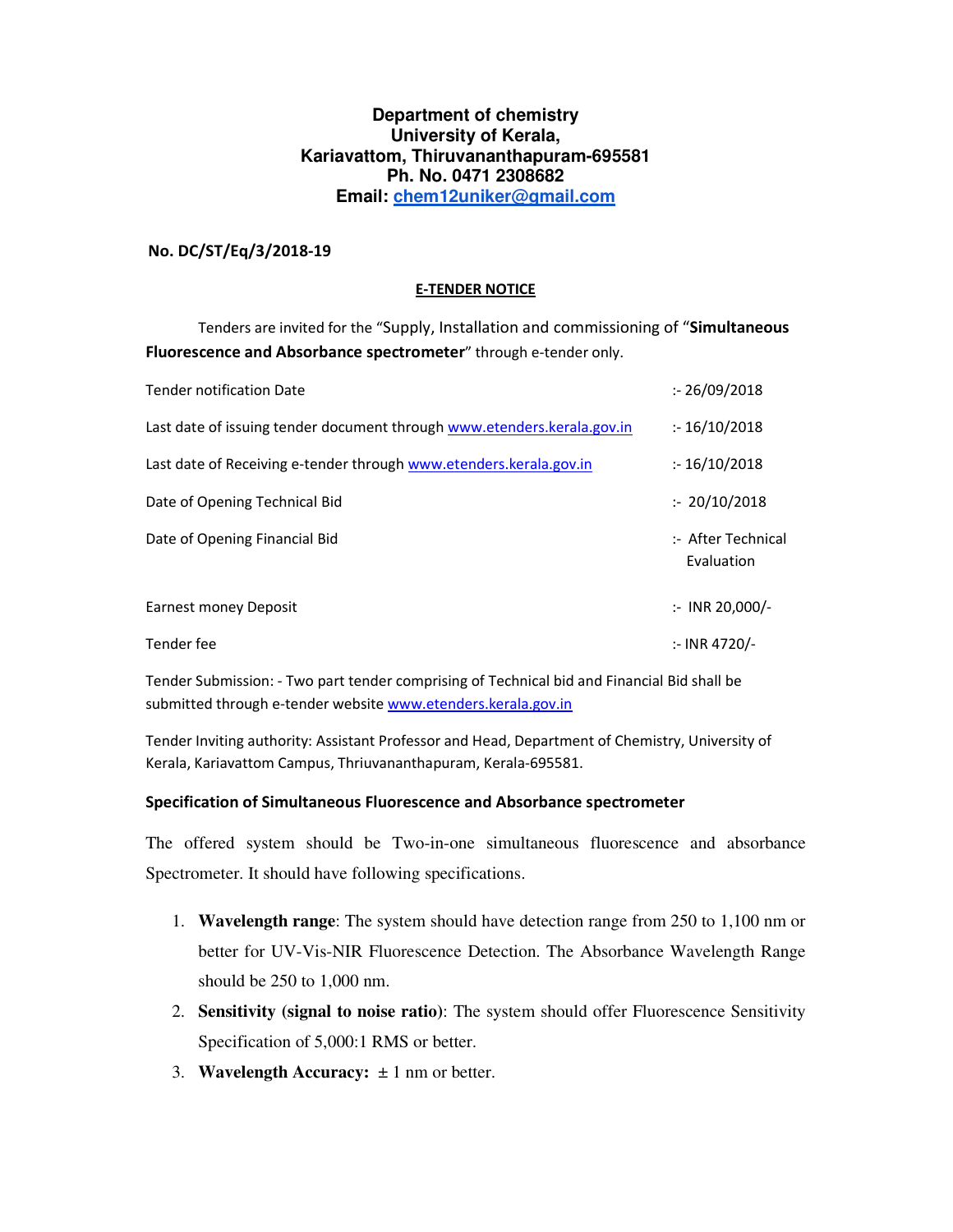# Department of chemistry
# University of Kerala,
# Kariavattom, Thiruvananthapuram-695581
# Ph. No. 0471 2308682
# Email: chem12uniker@gmail.com

**No. DC/ST/Eq/3/2018-19**

## E-TENDER NOTICE

Tenders are invited for the "Supply, Installation and commissioning of "**Simultaneous Fluorescence and Absorbance spectrometer**" through e-tender only.

| | |
|---|---|
| Tender notification Date | :- 26/09/2018 |
| Last date of issuing tender document through www.etenders.kerala.gov.in | :- 16/10/2018 |
| Last date of Receiving e-tender through www.etenders.kerala.gov.in | :- 16/10/2018 |
| Date of Opening Technical Bid | :- 20/10/2018 |
| Date of Opening Financial Bid | :- After Technical Evaluation |
| Earnest money Deposit | :- INR 20,000/- |
| Tender fee | :- INR 4720/- |

Tender Submission: - Two part tender comprising of Technical bid and Financial Bid shall be submitted through e-tender website www.etenders.kerala.gov.in

Tender Inviting authority: Assistant Professor and Head, Department of Chemistry, University of Kerala, Kariavattom Campus, Thriuvananthapuram, Kerala-695581.

### Specification of Simultaneous Fluorescence and Absorbance spectrometer

The offered system should be Two-in-one simultaneous fluorescence and absorbance Spectrometer. It should have following specifications.

1. **Wavelength range**: The system should have detection range from 250 to 1,100 nm or better for UV-Vis-NIR Fluorescence Detection. The Absorbance Wavelength Range should be 250 to 1,000 nm.
2. **Sensitivity (signal to noise ratio)**: The system should offer Fluorescence Sensitivity Specification of 5,000:1 RMS or better.
3. **Wavelength Accuracy:** ± 1 nm or better.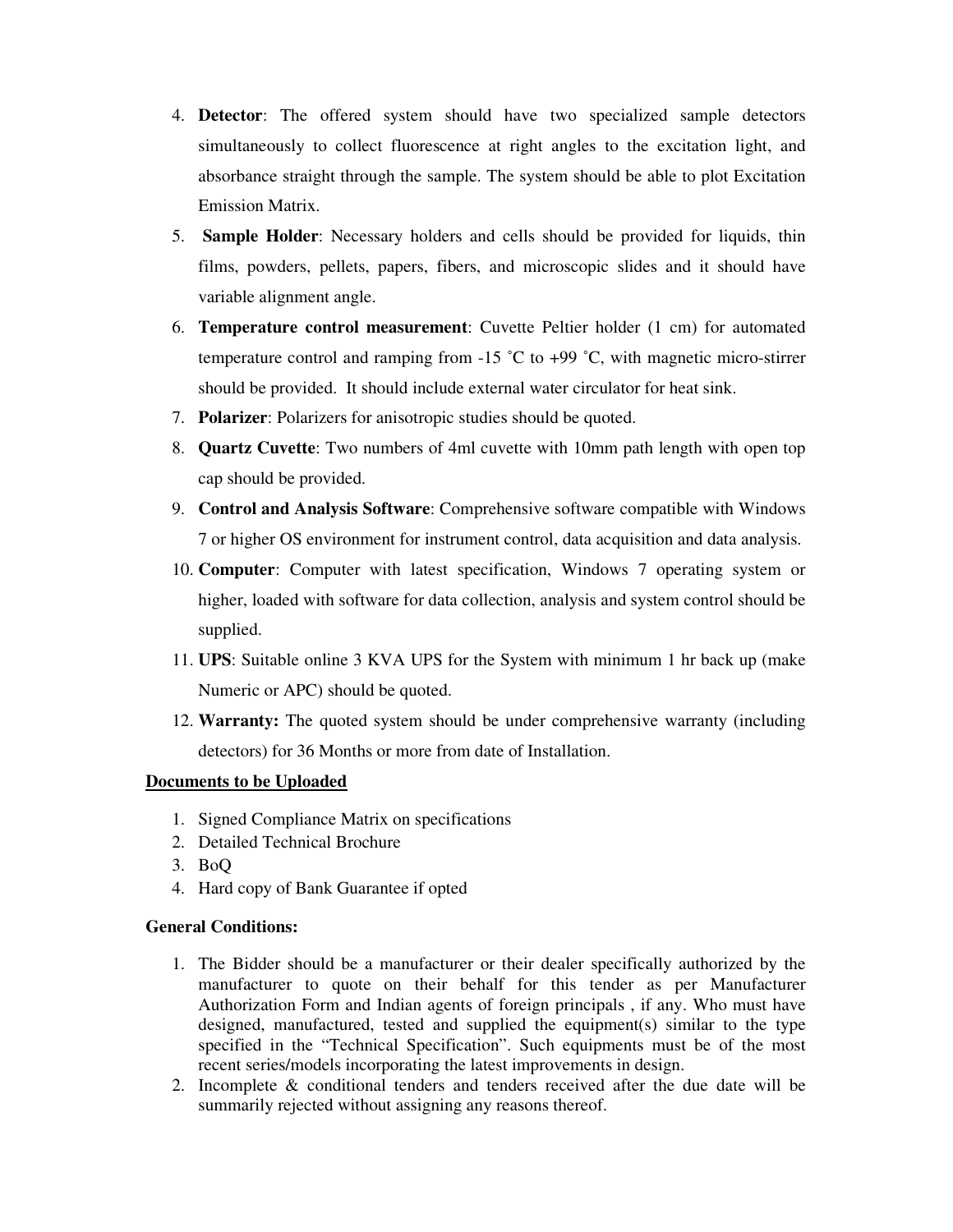4. **Detector**: The offered system should have two specialized sample detectors simultaneously to collect fluorescence at right angles to the excitation light, and absorbance straight through the sample. The system should be able to plot Excitation Emission Matrix.
5. **Sample Holder**: Necessary holders and cells should be provided for liquids, thin films, powders, pellets, papers, fibers, and microscopic slides and it should have variable alignment angle.
6. **Temperature control measurement**: Cuvette Peltier holder (1 cm) for automated temperature control and ramping from -15 ˚C to +99 ˚C, with magnetic micro-stirrer should be provided. It should include external water circulator for heat sink.
7. **Polarizer**: Polarizers for anisotropic studies should be quoted.
8. **Quartz Cuvette**: Two numbers of 4ml cuvette with 10mm path length with open top cap should be provided.
9. **Control and Analysis Software**: Comprehensive software compatible with Windows 7 or higher OS environment for instrument control, data acquisition and data analysis.
10. **Computer**: Computer with latest specification, Windows 7 operating system or higher, loaded with software for data collection, analysis and system control should be supplied.
11. **UPS**: Suitable online 3 KVA UPS for the System with minimum 1 hr back up (make Numeric or APC) should be quoted.
12. **Warranty:** The quoted system should be under comprehensive warranty (including detectors) for 36 Months or more from date of Installation.

**<u>Documents to be Uploaded</u>**

1. Signed Compliance Matrix on specifications
2. Detailed Technical Brochure
3. BoQ
4. Hard copy of Bank Guarantee if opted

**General Conditions:**

1. The Bidder should be a manufacturer or their dealer specifically authorized by the manufacturer to quote on their behalf for this tender as per Manufacturer Authorization Form and Indian agents of foreign principals , if any. Who must have designed, manufactured, tested and supplied the equipment(s) similar to the type specified in the "Technical Specification". Such equipments must be of the most recent series/models incorporating the latest improvements in design.
2. Incomplete & conditional tenders and tenders received after the due date will be summarily rejected without assigning any reasons thereof.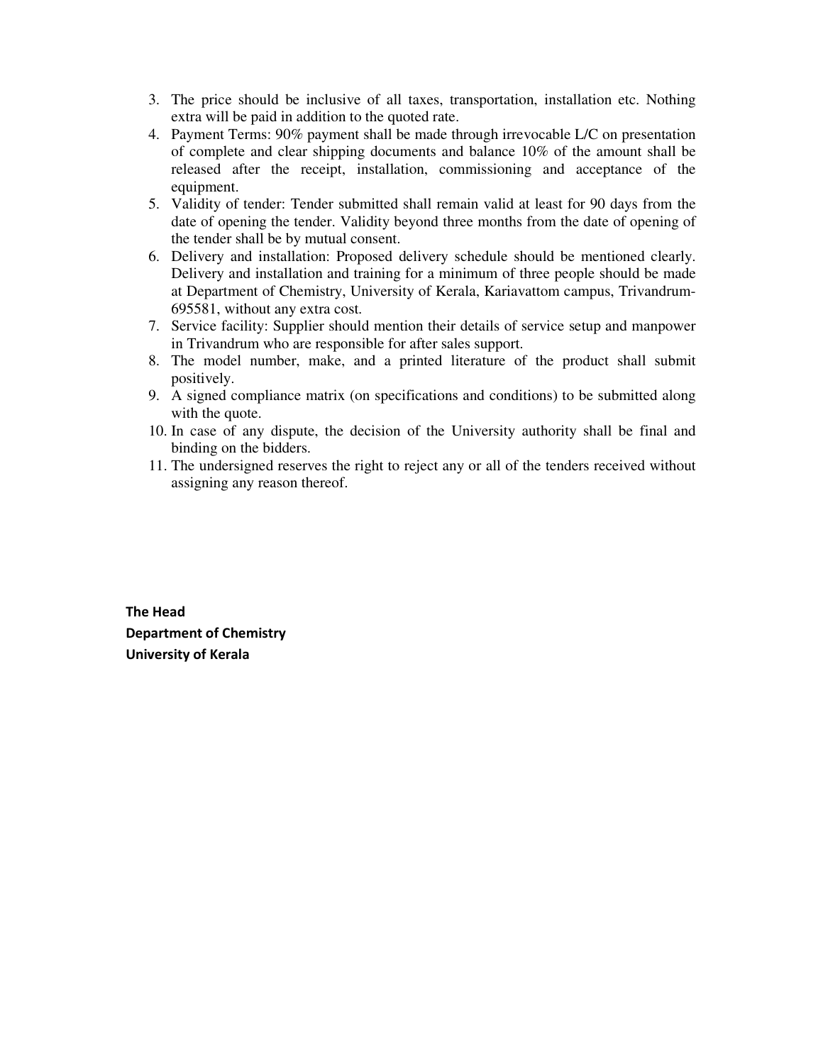3. The price should be inclusive of all taxes, transportation, installation etc. Nothing extra will be paid in addition to the quoted rate.
4. Payment Terms: 90% payment shall be made through irrevocable L/C on presentation of complete and clear shipping documents and balance 10% of the amount shall be released after the receipt, installation, commissioning and acceptance of the equipment.
5. Validity of tender: Tender submitted shall remain valid at least for 90 days from the date of opening the tender. Validity beyond three months from the date of opening of the tender shall be by mutual consent.
6. Delivery and installation: Proposed delivery schedule should be mentioned clearly. Delivery and installation and training for a minimum of three people should be made at Department of Chemistry, University of Kerala, Kariavattom campus, Trivandrum-695581, without any extra cost.
7. Service facility: Supplier should mention their details of service setup and manpower in Trivandrum who are responsible for after sales support.
8. The model number, make, and a printed literature of the product shall submit positively.
9. A signed compliance matrix (on specifications and conditions) to be submitted along with the quote.
10. In case of any dispute, the decision of the University authority shall be final and binding on the bidders.
11. The undersigned reserves the right to reject any or all of the tenders received without assigning any reason thereof.

**The Head**
**Department of Chemistry**
**University of Kerala**